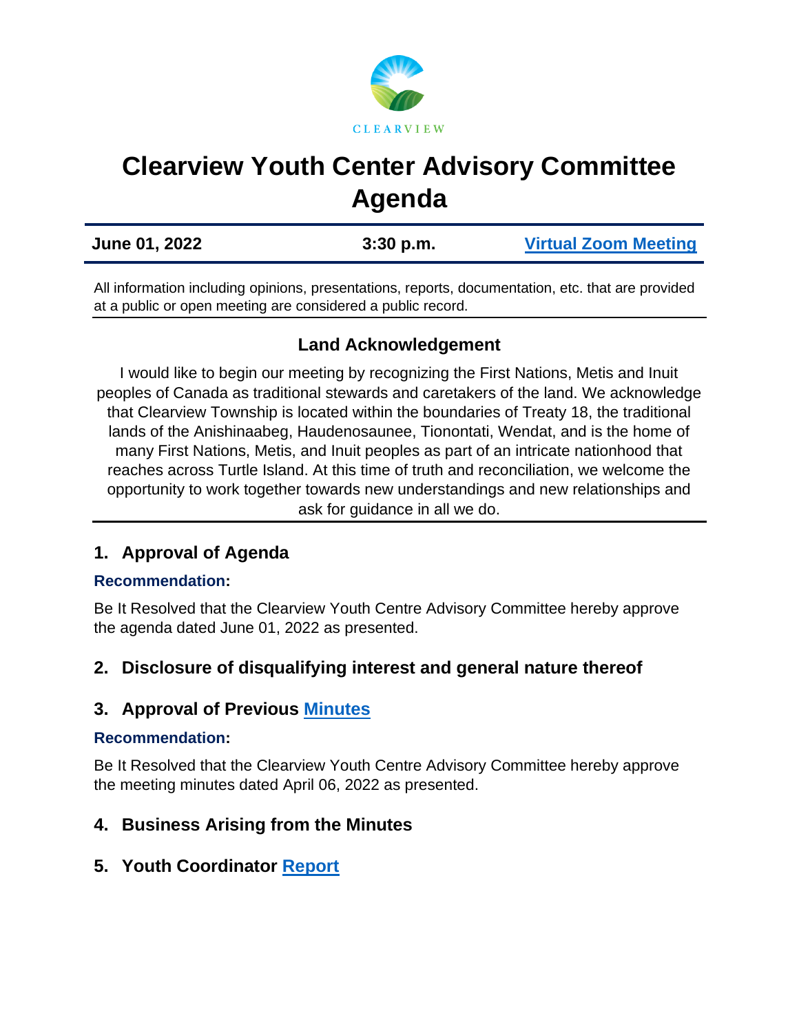CLEARVIEW

# Clearview Youth Center Advisory Committee Agenda

| June 01, 2022 | 3:30 p.m. | Virtual Zoom Meeting |
|---|---|---|

All information including opinions, presentations, reports, documentation, etc. that are provided at a public or open meeting are considered a public record.

### Land Acknowledgement

I would like to begin our meeting by recognizing the First Nations, Metis and Inuit peoples of Canada as traditional stewards and caretakers of the land. We acknowledge that Clearview Township is located within the boundaries of Treaty 18, the traditional lands of the Anishinaabeg, Haudenosaunee, Tionontati, Wendat, and is the home of many First Nations, Metis, and Inuit peoples as part of an intricate nationhood that reaches across Turtle Island. At this time of truth and reconciliation, we welcome the opportunity to work together towards new understandings and new relationships and ask for guidance in all we do.

## 1. Approval of Agenda

**Recommendation:**

Be It Resolved that the Clearview Youth Centre Advisory Committee hereby approve the agenda dated June 01, 2022 as presented.

## 2. Disclosure of disqualifying interest and general nature thereof

## 3. Approval of Previous Minutes

**Recommendation:**

Be It Resolved that the Clearview Youth Centre Advisory Committee hereby approve the meeting minutes dated April 06, 2022 as presented.

## 4. Business Arising from the Minutes

## 5. Youth Coordinator Report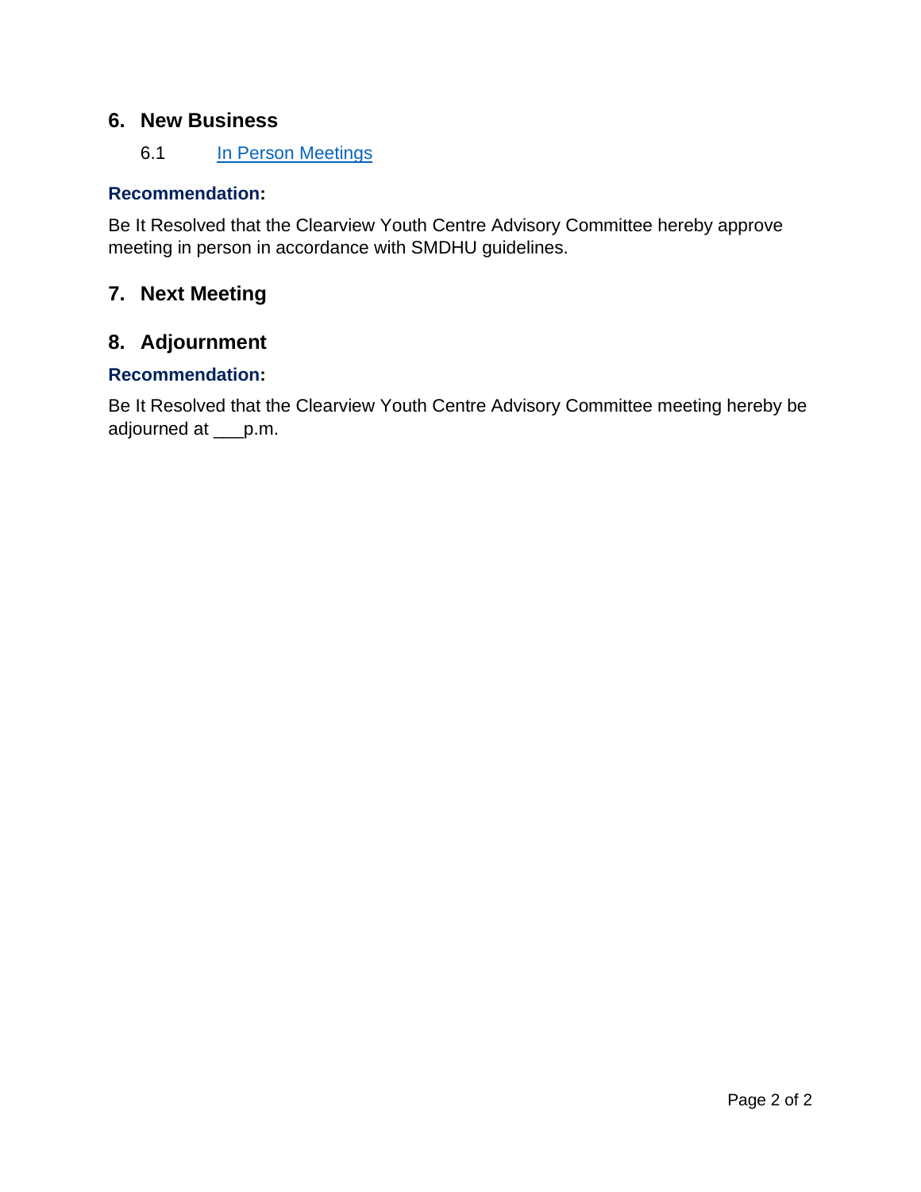## 6. New Business

6.1 In Person Meetings

**Recommendation:**

Be It Resolved that the Clearview Youth Centre Advisory Committee hereby approve meeting in person in accordance with SMDHU guidelines.

## 7. Next Meeting

## 8. Adjournment

**Recommendation:**

Be It Resolved that the Clearview Youth Centre Advisory Committee meeting hereby be adjourned at ___p.m.